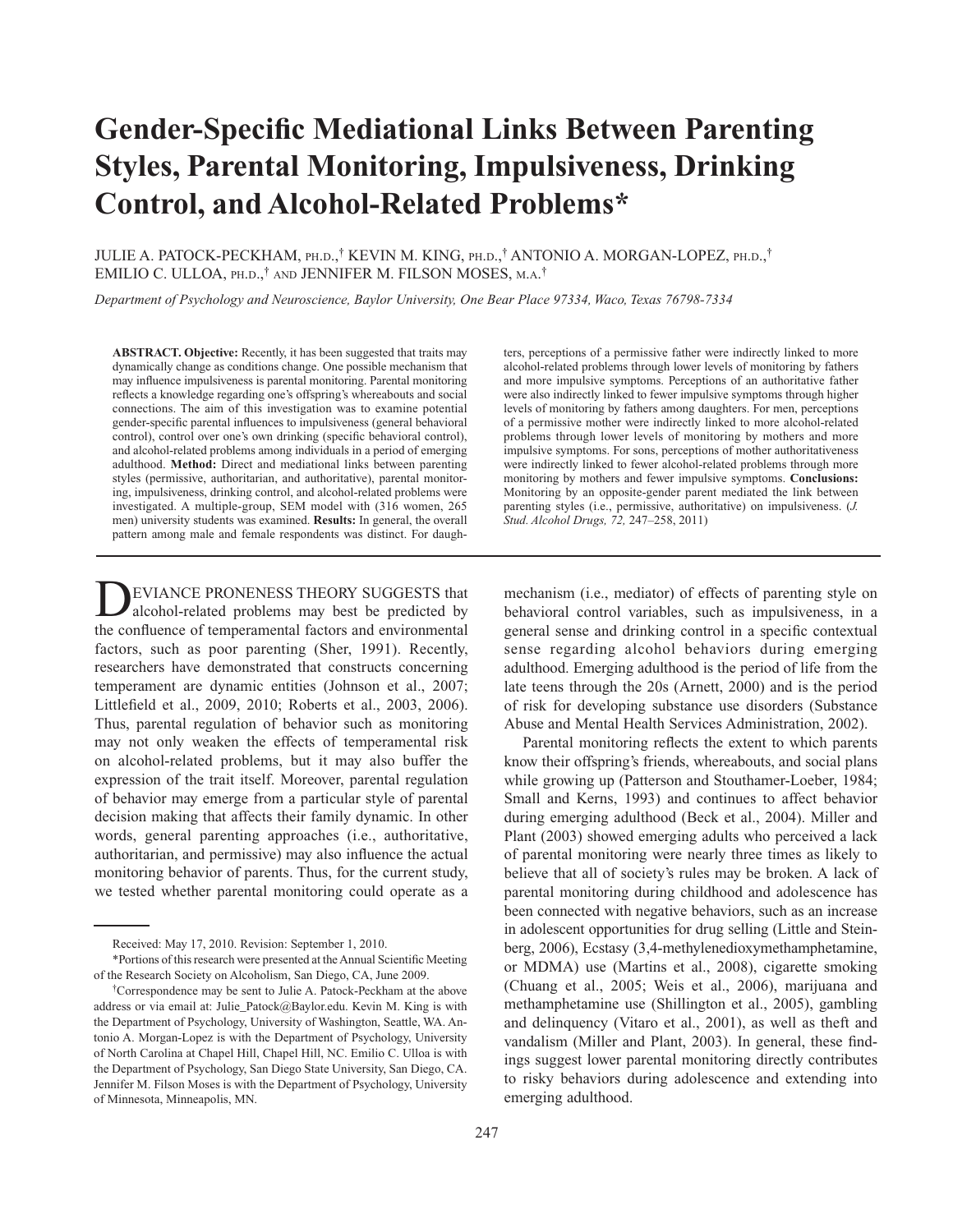# Gender-Specific Mediational Links Between Parenting Styles, Parental Monitoring, Impulsiveness, Drinking Control, and Alcohol-Related Problems*

JULIE A. PATOCK-PECKHAM, PH.D.,[†] KEVIN M. KING, PH.D.,[†] ANTONIO A. MORGAN-LOPEZ, PH.D.,[†] EMILIO C. ULLOA, PH.D.,[†] AND JENNIFER M. FILSON MOSES, M.A.[†]

*Department of Psychology and Neuroscience, Baylor University, One Bear Place 97334, Waco, Texas 76798-7334*

**ABSTRACT. Objective:** Recently, it has been suggested that traits may dynamically change as conditions change. One possible mechanism that may influence impulsiveness is parental monitoring. Parental monitoring reflects a knowledge regarding one's offspring's whereabouts and social connections. The aim of this investigation was to examine potential gender-specific parental influences to impulsiveness (general behavioral control), control over one's own drinking (specific behavioral control), and alcohol-related problems among individuals in a period of emerging adulthood. **Method:** Direct and mediational links between parenting styles (permissive, authoritarian, and authoritative), parental monitoring, impulsiveness, drinking control, and alcohol-related problems were investigated. A multiple-group, SEM model with (316 women, 265 men) university students was examined. **Results:** In general, the overall pattern among male and female respondents was distinct. For daughters, perceptions of a permissive father were indirectly linked to more alcohol-related problems through lower levels of monitoring by fathers and more impulsive symptoms. Perceptions of an authoritative father were also indirectly linked to fewer impulsive symptoms through higher levels of monitoring by fathers among daughters. For men, perceptions of a permissive mother were indirectly linked to more alcohol-related problems through lower levels of monitoring by mothers and more impulsive symptoms. For sons, perceptions of mother authoritativeness were indirectly linked to fewer alcohol-related problems through more monitoring by mothers and fewer impulsive symptoms. **Conclusions:** Monitoring by an opposite-gender parent mediated the link between parenting styles (i.e., permissive, authoritative) on impulsiveness. (*J. Stud. Alcohol Drugs, 72,* 247–258, 2011)

DEVIANCE PRONENESS THEORY SUGGESTS that alcohol-related problems may best be predicted by the confluence of temperamental factors and environmental factors, such as poor parenting (Sher, 1991). Recently, researchers have demonstrated that constructs concerning temperament are dynamic entities (Johnson et al., 2007; Littlefield et al., 2009, 2010; Roberts et al., 2003, 2006). Thus, parental regulation of behavior such as monitoring may not only weaken the effects of temperamental risk on alcohol-related problems, but it may also buffer the expression of the trait itself. Moreover, parental regulation of behavior may emerge from a particular style of parental decision making that affects their family dynamic. In other words, general parenting approaches (i.e., authoritative, authoritarian, and permissive) may also influence the actual monitoring behavior of parents. Thus, for the current study, we tested whether parental monitoring could operate as a mechanism (i.e., mediator) of effects of parenting style on behavioral control variables, such as impulsiveness, in a general sense and drinking control in a specific contextual sense regarding alcohol behaviors during emerging adulthood. Emerging adulthood is the period of life from the late teens through the 20s (Arnett, 2000) and is the period of risk for developing substance use disorders (Substance Abuse and Mental Health Services Administration, 2002).

Parental monitoring reflects the extent to which parents know their offspring's friends, whereabouts, and social plans while growing up (Patterson and Stouthamer-Loeber, 1984; Small and Kerns, 1993) and continues to affect behavior during emerging adulthood (Beck et al., 2004). Miller and Plant (2003) showed emerging adults who perceived a lack of parental monitoring were nearly three times as likely to believe that all of society's rules may be broken. A lack of parental monitoring during childhood and adolescence has been connected with negative behaviors, such as an increase in adolescent opportunities for drug selling (Little and Steinberg, 2006), Ecstasy (3,4-methylenedioxymethamphetamine, or MDMA) use (Martins et al., 2008), cigarette smoking (Chuang et al., 2005; Weis et al., 2006), marijuana and methamphetamine use (Shillington et al., 2005), gambling and delinquency (Vitaro et al., 2001), as well as theft and vandalism (Miller and Plant, 2003). In general, these findings suggest lower parental monitoring directly contributes to risky behaviors during adolescence and extending into emerging adulthood.

---

Received: May 17, 2010. Revision: September 1, 2010.

*Portions of this research were presented at the Annual Scientific Meeting of the Research Society on Alcoholism, San Diego, CA, June 2009.

[†]Correspondence may be sent to Julie A. Patock-Peckham at the above address or via email at: Julie_Patock@Baylor.edu. Kevin M. King is with the Department of Psychology, University of Washington, Seattle, WA. Antonio A. Morgan-Lopez is with the Department of Psychology, University of North Carolina at Chapel Hill, Chapel Hill, NC. Emilio C. Ulloa is with the Department of Psychology, San Diego State University, San Diego, CA. Jennifer M. Filson Moses is with the Department of Psychology, University of Minnesota, Minneapolis, MN.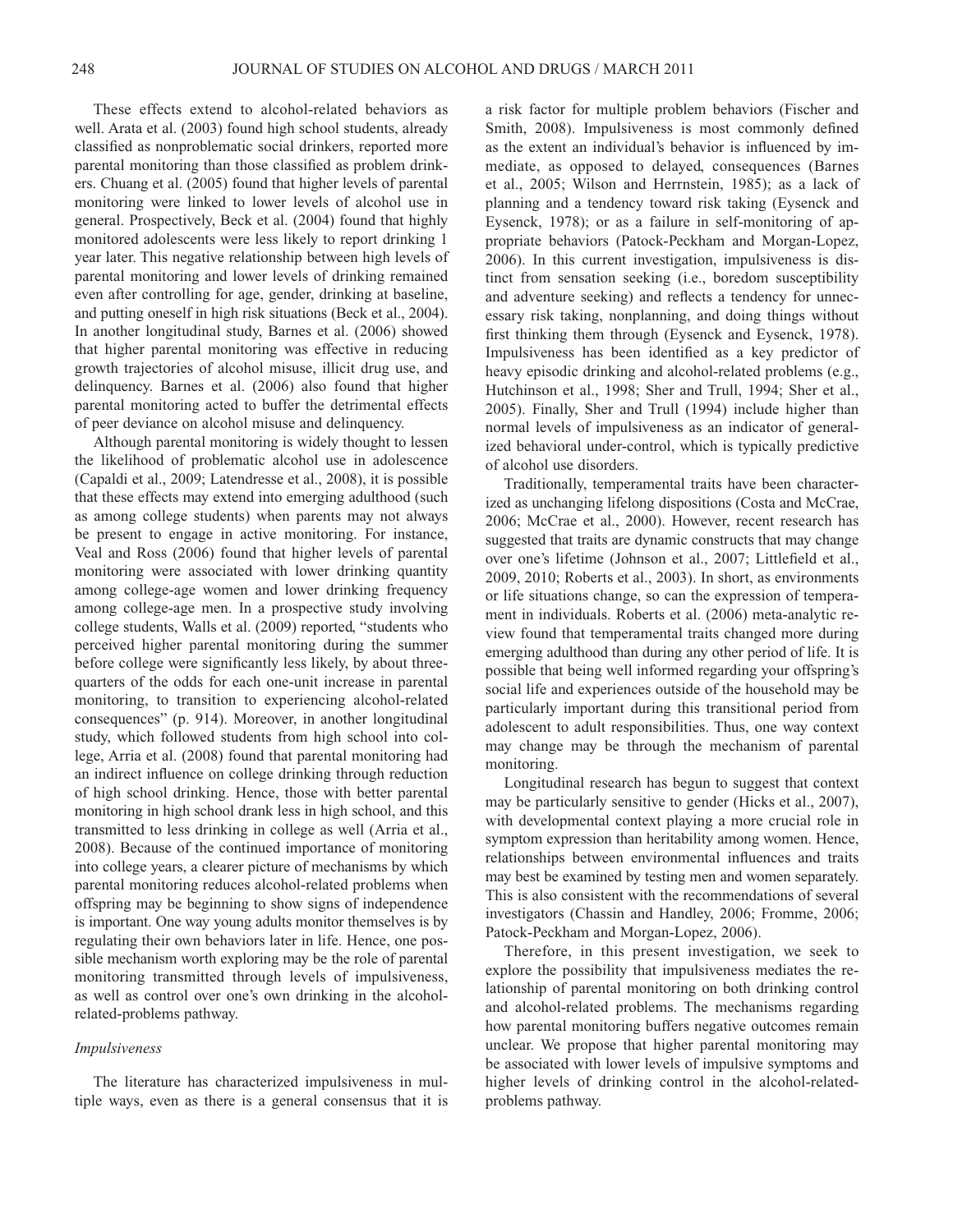These effects extend to alcohol-related behaviors as well. Arata et al. (2003) found high school students, already classified as nonproblematic social drinkers, reported more parental monitoring than those classified as problem drinkers. Chuang et al. (2005) found that higher levels of parental monitoring were linked to lower levels of alcohol use in general. Prospectively, Beck et al. (2004) found that highly monitored adolescents were less likely to report drinking 1 year later. This negative relationship between high levels of parental monitoring and lower levels of drinking remained even after controlling for age, gender, drinking at baseline, and putting oneself in high risk situations (Beck et al., 2004). In another longitudinal study, Barnes et al. (2006) showed that higher parental monitoring was effective in reducing growth trajectories of alcohol misuse, illicit drug use, and delinquency. Barnes et al. (2006) also found that higher parental monitoring acted to buffer the detrimental effects of peer deviance on alcohol misuse and delinquency.

Although parental monitoring is widely thought to lessen the likelihood of problematic alcohol use in adolescence (Capaldi et al., 2009; Latendresse et al., 2008), it is possible that these effects may extend into emerging adulthood (such as among college students) when parents may not always be present to engage in active monitoring. For instance, Veal and Ross (2006) found that higher levels of parental monitoring were associated with lower drinking quantity among college-age women and lower drinking frequency among college-age men. In a prospective study involving college students, Walls et al. (2009) reported, "students who perceived higher parental monitoring during the summer before college were significantly less likely, by about three-quarters of the odds for each one-unit increase in parental monitoring, to transition to experiencing alcohol-related consequences" (p. 914). Moreover, in another longitudinal study, which followed students from high school into college, Arria et al. (2008) found that parental monitoring had an indirect influence on college drinking through reduction of high school drinking. Hence, those with better parental monitoring in high school drank less in high school, and this transmitted to less drinking in college as well (Arria et al., 2008). Because of the continued importance of monitoring into college years, a clearer picture of mechanisms by which parental monitoring reduces alcohol-related problems when offspring may be beginning to show signs of independence is important. One way young adults monitor themselves is by regulating their own behaviors later in life. Hence, one possible mechanism worth exploring may be the role of parental monitoring transmitted through levels of impulsiveness, as well as control over one's own drinking in the alcohol-related-problems pathway.

### *Impulsiveness*

The literature has characterized impulsiveness in multiple ways, even as there is a general consensus that it is a risk factor for multiple problem behaviors (Fischer and Smith, 2008). Impulsiveness is most commonly defined as the extent an individual's behavior is influenced by immediate, as opposed to delayed, consequences (Barnes et al., 2005; Wilson and Herrnstein, 1985); as a lack of planning and a tendency toward risk taking (Eysenck and Eysenck, 1978); or as a failure in self-monitoring of appropriate behaviors (Patock-Peckham and Morgan-Lopez, 2006). In this current investigation, impulsiveness is distinct from sensation seeking (i.e., boredom susceptibility and adventure seeking) and reflects a tendency for unnecessary risk taking, nonplanning, and doing things without first thinking them through (Eysenck and Eysenck, 1978). Impulsiveness has been identified as a key predictor of heavy episodic drinking and alcohol-related problems (e.g., Hutchinson et al., 1998; Sher and Trull, 1994; Sher et al., 2005). Finally, Sher and Trull (1994) include higher than normal levels of impulsiveness as an indicator of generalized behavioral under-control, which is typically predictive of alcohol use disorders.

Traditionally, temperamental traits have been characterized as unchanging lifelong dispositions (Costa and McCrae, 2006; McCrae et al., 2000). However, recent research has suggested that traits are dynamic constructs that may change over one's lifetime (Johnson et al., 2007; Littlefield et al., 2009, 2010; Roberts et al., 2003). In short, as environments or life situations change, so can the expression of temperament in individuals. Roberts et al. (2006) meta-analytic review found that temperamental traits changed more during emerging adulthood than during any other period of life. It is possible that being well informed regarding your offspring's social life and experiences outside of the household may be particularly important during this transitional period from adolescent to adult responsibilities. Thus, one way context may change may be through the mechanism of parental monitoring.

Longitudinal research has begun to suggest that context may be particularly sensitive to gender (Hicks et al., 2007), with developmental context playing a more crucial role in symptom expression than heritability among women. Hence, relationships between environmental influences and traits may best be examined by testing men and women separately. This is also consistent with the recommendations of several investigators (Chassin and Handley, 2006; Fromme, 2006; Patock-Peckham and Morgan-Lopez, 2006).

Therefore, in this present investigation, we seek to explore the possibility that impulsiveness mediates the relationship of parental monitoring on both drinking control and alcohol-related problems. The mechanisms regarding how parental monitoring buffers negative outcomes remain unclear. We propose that higher parental monitoring may be associated with lower levels of impulsive symptoms and higher levels of drinking control in the alcohol-related-problems pathway.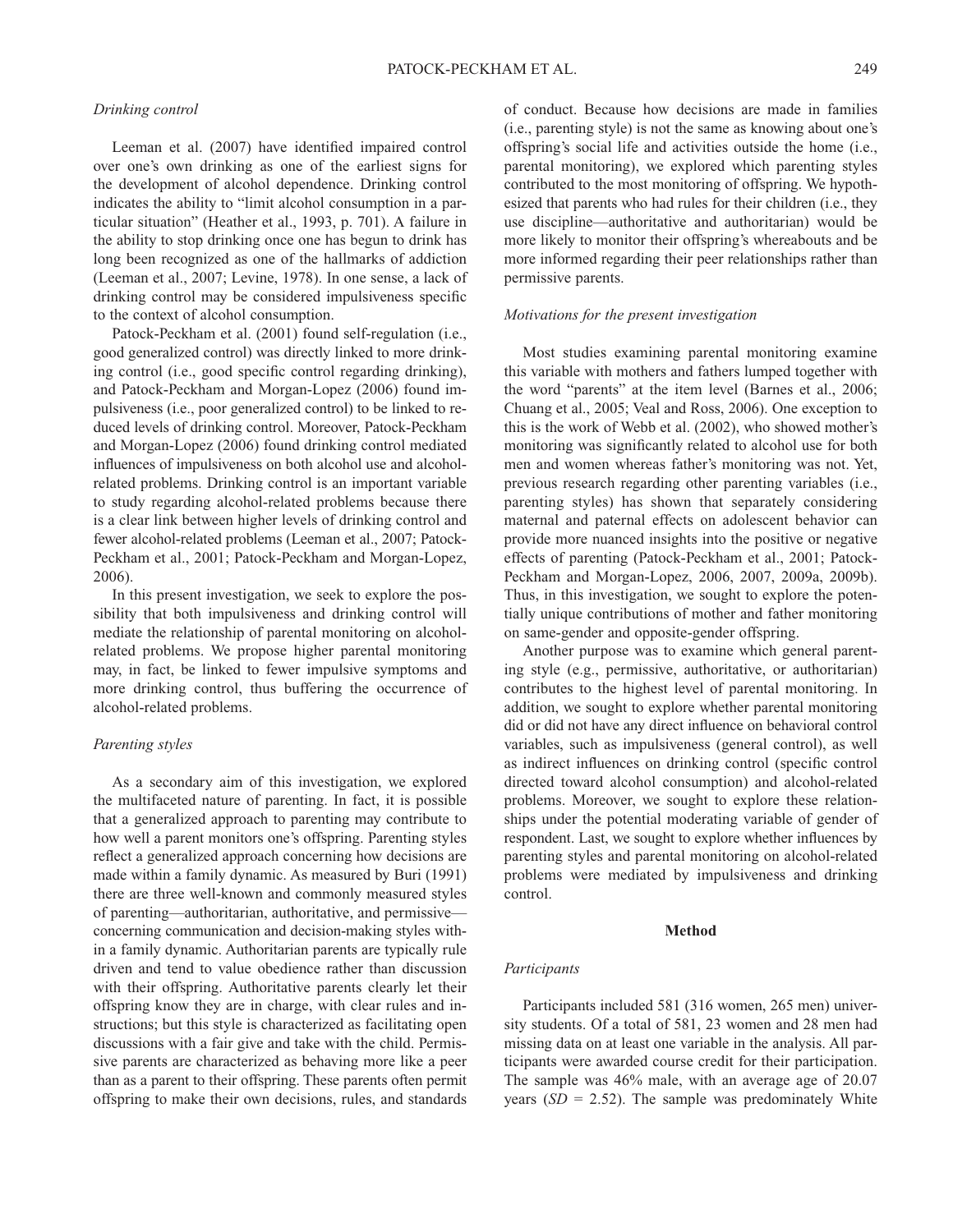### *Drinking control*

Leeman et al. (2007) have identified impaired control over one's own drinking as one of the earliest signs for the development of alcohol dependence. Drinking control indicates the ability to "limit alcohol consumption in a particular situation" (Heather et al., 1993, p. 701). A failure in the ability to stop drinking once one has begun to drink has long been recognized as one of the hallmarks of addiction (Leeman et al., 2007; Levine, 1978). In one sense, a lack of drinking control may be considered impulsiveness specific to the context of alcohol consumption.

Patock-Peckham et al. (2001) found self-regulation (i.e., good generalized control) was directly linked to more drinking control (i.e., good specific control regarding drinking), and Patock-Peckham and Morgan-Lopez (2006) found impulsiveness (i.e., poor generalized control) to be linked to reduced levels of drinking control. Moreover, Patock-Peckham and Morgan-Lopez (2006) found drinking control mediated influences of impulsiveness on both alcohol use and alcohol-related problems. Drinking control is an important variable to study regarding alcohol-related problems because there is a clear link between higher levels of drinking control and fewer alcohol-related problems (Leeman et al., 2007; Patock-Peckham et al., 2001; Patock-Peckham and Morgan-Lopez, 2006).

In this present investigation, we seek to explore the possibility that both impulsiveness and drinking control will mediate the relationship of parental monitoring on alcohol-related problems. We propose higher parental monitoring may, in fact, be linked to fewer impulsive symptoms and more drinking control, thus buffering the occurrence of alcohol-related problems.

### *Parenting styles*

As a secondary aim of this investigation, we explored the multifaceted nature of parenting. In fact, it is possible that a generalized approach to parenting may contribute to how well a parent monitors one's offspring. Parenting styles reflect a generalized approach concerning how decisions are made within a family dynamic. As measured by Buri (1991) there are three well-known and commonly measured styles of parenting—authoritarian, authoritative, and permissive—concerning communication and decision-making styles within a family dynamic. Authoritarian parents are typically rule driven and tend to value obedience rather than discussion with their offspring. Authoritative parents clearly let their offspring know they are in charge, with clear rules and instructions; but this style is characterized as facilitating open discussions with a fair give and take with the child. Permissive parents are characterized as behaving more like a peer than as a parent to their offspring. These parents often permit offspring to make their own decisions, rules, and standards of conduct. Because how decisions are made in families (i.e., parenting style) is not the same as knowing about one's offspring's social life and activities outside the home (i.e., parental monitoring), we explored which parenting styles contributed to the most monitoring of offspring. We hypothesized that parents who had rules for their children (i.e., they use discipline—authoritative and authoritarian) would be more likely to monitor their offspring's whereabouts and be more informed regarding their peer relationships rather than permissive parents.

### *Motivations for the present investigation*

Most studies examining parental monitoring examine this variable with mothers and fathers lumped together with the word "parents" at the item level (Barnes et al., 2006; Chuang et al., 2005; Veal and Ross, 2006). One exception to this is the work of Webb et al. (2002), who showed mother's monitoring was significantly related to alcohol use for both men and women whereas father's monitoring was not. Yet, previous research regarding other parenting variables (i.e., parenting styles) has shown that separately considering maternal and paternal effects on adolescent behavior can provide more nuanced insights into the positive or negative effects of parenting (Patock-Peckham et al., 2001; Patock-Peckham and Morgan-Lopez, 2006, 2007, 2009a, 2009b). Thus, in this investigation, we sought to explore the potentially unique contributions of mother and father monitoring on same-gender and opposite-gender offspring.

Another purpose was to examine which general parenting style (e.g., permissive, authoritative, or authoritarian) contributes to the highest level of parental monitoring. In addition, we sought to explore whether parental monitoring did or did not have any direct influence on behavioral control variables, such as impulsiveness (general control), as well as indirect influences on drinking control (specific control directed toward alcohol consumption) and alcohol-related problems. Moreover, we sought to explore these relationships under the potential moderating variable of gender of respondent. Last, we sought to explore whether influences by parenting styles and parental monitoring on alcohol-related problems were mediated by impulsiveness and drinking control.

## Method

### *Participants*

Participants included 581 (316 women, 265 men) university students. Of a total of 581, 23 women and 28 men had missing data on at least one variable in the analysis. All participants were awarded course credit for their participation. The sample was 46% male, with an average age of 20.07 years ($SD$ = 2.52). The sample was predominately White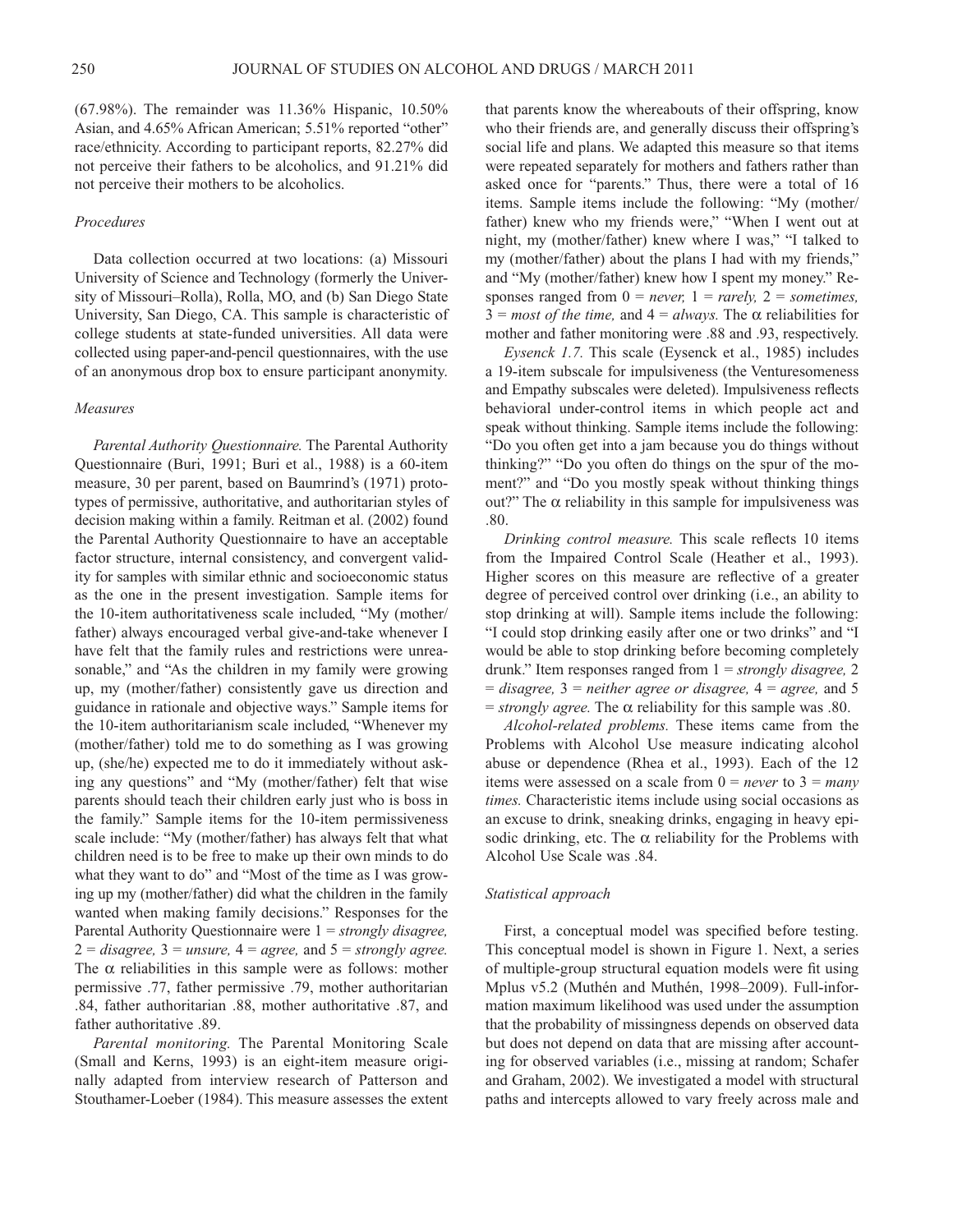(67.98%). The remainder was 11.36% Hispanic, 10.50% Asian, and 4.65% African American; 5.51% reported "other" race/ethnicity. According to participant reports, 82.27% did not perceive their fathers to be alcoholics, and 91.21% did not perceive their mothers to be alcoholics.

### *Procedures*

Data collection occurred at two locations: (a) Missouri University of Science and Technology (formerly the University of Missouri–Rolla), Rolla, MO, and (b) San Diego State University, San Diego, CA. This sample is characteristic of college students at state-funded universities. All data were collected using paper-and-pencil questionnaires, with the use of an anonymous drop box to ensure participant anonymity.

### *Measures*

*Parental Authority Questionnaire.* The Parental Authority Questionnaire (Buri, 1991; Buri et al., 1988) is a 60-item measure, 30 per parent, based on Baumrind's (1971) prototypes of permissive, authoritative, and authoritarian styles of decision making within a family. Reitman et al. (2002) found the Parental Authority Questionnaire to have an acceptable factor structure, internal consistency, and convergent validity for samples with similar ethnic and socioeconomic status as the one in the present investigation. Sample items for the 10-item authoritativeness scale included, "My (mother/father) always encouraged verbal give-and-take whenever I have felt that the family rules and restrictions were unreasonable," and "As the children in my family were growing up, my (mother/father) consistently gave us direction and guidance in rationale and objective ways." Sample items for the 10-item authoritarianism scale included, "Whenever my (mother/father) told me to do something as I was growing up, (she/he) expected me to do it immediately without asking any questions" and "My (mother/father) felt that wise parents should teach their children early just who is boss in the family." Sample items for the 10-item permissiveness scale include: "My (mother/father) has always felt that what children need is to be free to make up their own minds to do what they want to do" and "Most of the time as I was growing up my (mother/father) did what the children in the family wanted when making family decisions." Responses for the Parental Authority Questionnaire were 1 = *strongly disagree,* 2 = *disagree,* 3 = *unsure,* 4 = *agree,* and 5 = *strongly agree.* The $\alpha$ reliabilities in this sample were as follows: mother permissive .77, father permissive .79, mother authoritarian .84, father authoritarian .88, mother authoritative .87, and father authoritative .89.

*Parental monitoring.* The Parental Monitoring Scale (Small and Kerns, 1993) is an eight-item measure originally adapted from interview research of Patterson and Stouthamer-Loeber (1984). This measure assesses the extent that parents know the whereabouts of their offspring, know who their friends are, and generally discuss their offspring's social life and plans. We adapted this measure so that items were repeated separately for mothers and fathers rather than asked once for "parents." Thus, there were a total of 16 items. Sample items include the following: "My (mother/father) knew who my friends were," "When I went out at night, my (mother/father) knew where I was," "I talked to my (mother/father) about the plans I had with my friends," and "My (mother/father) knew how I spent my money." Responses ranged from 0 = *never,* 1 = *rarely,* 2 = *sometimes,* 3 = *most of the time,* and 4 = *always.* The $\alpha$ reliabilities for mother and father monitoring were .88 and .93, respectively.

*Eysenck 1.7.* This scale (Eysenck et al., 1985) includes a 19-item subscale for impulsiveness (the Venturesomeness and Empathy subscales were deleted). Impulsiveness reflects behavioral under-control items in which people act and speak without thinking. Sample items include the following: "Do you often get into a jam because you do things without thinking?" "Do you often do things on the spur of the moment?" and "Do you mostly speak without thinking things out?" The $\alpha$ reliability in this sample for impulsiveness was .80.

*Drinking control measure.* This scale reflects 10 items from the Impaired Control Scale (Heather et al., 1993). Higher scores on this measure are reflective of a greater degree of perceived control over drinking (i.e., an ability to stop drinking at will). Sample items include the following: "I could stop drinking easily after one or two drinks" and "I would be able to stop drinking before becoming completely drunk." Item responses ranged from 1 = *strongly disagree,* 2 = *disagree,* 3 = *neither agree or disagree,* 4 = *agree,* and 5 = *strongly agree.* The $\alpha$ reliability for this sample was .80.

*Alcohol-related problems.* These items came from the Problems with Alcohol Use measure indicating alcohol abuse or dependence (Rhea et al., 1993). Each of the 12 items were assessed on a scale from 0 = *never* to 3 = *many times.* Characteristic items include using social occasions as an excuse to drink, sneaking drinks, engaging in heavy episodic drinking, etc. The $\alpha$ reliability for the Problems with Alcohol Use Scale was .84.

### *Statistical approach*

First, a conceptual model was specified before testing. This conceptual model is shown in Figure 1. Next, a series of multiple-group structural equation models were fit using Mplus v5.2 (Muthén and Muthén, 1998–2009). Full-information maximum likelihood was used under the assumption that the probability of missingness depends on observed data but does not depend on data that are missing after accounting for observed variables (i.e., missing at random; Schafer and Graham, 2002). We investigated a model with structural paths and intercepts allowed to vary freely across male and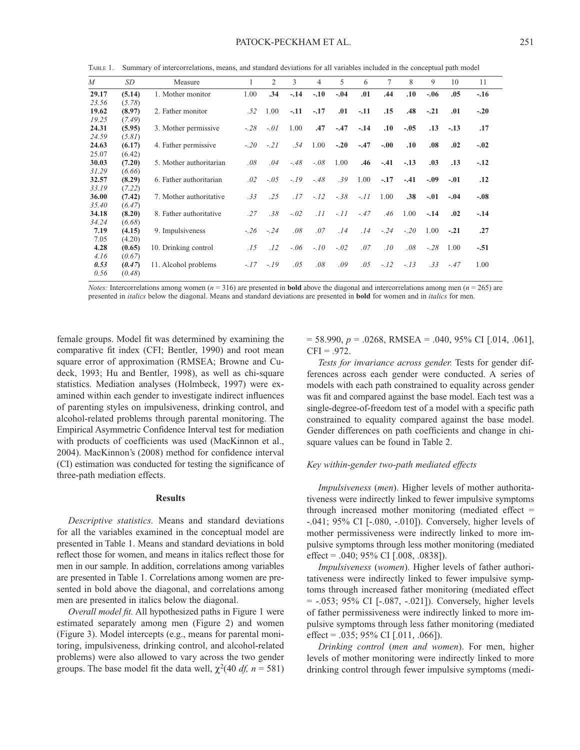Table 1. Summary of intercorrelations, means, and standard deviations for all variables included in the conceptual path model

| *M* | *SD* | Measure | 1 | 2 | 3 | 4 | 5 | 6 | 7 | 8 | 9 | 10 | 11 |
|---|---|---|---|---|---|---|---|---|---|---|---|---|---|
| **29.17** *23.56* | **(5.14)** *(5.78)* | 1. Mother monitor | 1.00 | **.34** | **-.14** | **-.10** | **-.04** | **.01** | **.44** | **.10** | **-.06** | **.05** | **-.16** |
| **19.62** *19.25* | **(8.97)** *(7.49)* | 2. Father monitor | *.52* | 1.00 | **-.11** | **-.17** | **.01** | **-.11** | **.15** | **.48** | **-.21** | **.01** | **-.20** |
| **24.31** *24.59* | **(5.95)** *(5.81)* | 3. Mother permissive | *-.28* | *-.01* | 1.00 | **.47** | **-.47** | **-.14** | **.10** | **-.05** | **.13** | **-.13** | **.17** |
| **24.63** 25.07 | **(6.17)** (6.42) | 4. Father permissive | *-.20* | *-.21* | *.54* | 1.00 | **-.20** | **-.47** | **-.00** | **.10** | **.08** | **.02** | **-.02** |
| **30.03** *31.29* | **(7.20)** *(6.66)* | 5. Mother authoritarian | *.08* | *.04* | *-.48* | *-.08* | 1.00 | **.46** | **-.41** | **-.13** | **.03** | **.13** | **-.12** |
| **32.57** *33.19* | **(8.29)** *(7.22)* | 6. Father authoritarian | *.02* | *-.05* | *-.19* | *-.48* | *.39* | 1.00 | **-.17** | **-.41** | **-.09** | **-.01** | **.12** |
| **36.00** *35.40* | **(7.42)** *(6.47)* | 7. Mother authoritative | *.33* | *.25* | *.17* | *-.12* | *-.38* | *-.11* | 1.00 | **.38** | **-.01** | **-.04** | **-.08** |
| **34.18** *34.24* | **(8.20)** *(6.68)* | 8. Father authoritative | *.27* | *.38* | *-.02* | *.11* | *-.11* | *-.47* | *.46* | 1.00 | **-.14** | **.02** | **-.14** |
| **7.19** 7.05 | **(4.15)** (4.20) | 9. Impulsiveness | *-.26* | *-.24* | *.08* | *.07* | *.14* | *.14* | *-.24* | *-.20* | 1.00 | **-.21** | **.27** |
| **4.28** *4.16* | **(0.65)** *(0.67)* | 10. Drinking control | *.15* | *.12* | *-.06* | *-.10* | *-.02* | *.07* | *.10* | *.08* | *-.28* | 1.00 | **-.51** |
| ***0.53*** *0.56* | **(*0.47*)** *(0.48)* | 11. Alcohol problems | *-.17* | *-.19* | *.05* | *.08* | *.09* | *.05* | *-.12* | *-.13* | *.33* | *-.47* | 1.00 |

*Notes:* Intercorrelations among women (*n* = 316) are presented in **bold** above the diagonal and intercorrelations among men (*n* = 265) are presented in *italics* below the diagonal. Means and standard deviations are presented in **bold** for women and in *italics* for men.

female groups. Model fit was determined by examining the comparative fit index (CFI; Bentler, 1990) and root mean square error of approximation (RMSEA; Browne and Cudeck, 1993; Hu and Bentler, 1998), as well as chi-square statistics. Mediation analyses (Holmbeck, 1997) were examined within each gender to investigate indirect influences of parenting styles on impulsiveness, drinking control, and alcohol-related problems through parental monitoring. The Empirical Asymmetric Confidence Interval test for mediation with products of coefficients was used (MacKinnon et al., 2004). MacKinnon's (2008) method for confidence interval (CI) estimation was conducted for testing the significance of three-path mediation effects.

## Results

*Descriptive statistics.* Means and standard deviations for all the variables examined in the conceptual model are presented in Table 1. Means and standard deviations in bold reflect those for women, and means in italics reflect those for men in our sample. In addition, correlations among variables are presented in Table 1. Correlations among women are presented in bold above the diagonal, and correlations among men are presented in italics below the diagonal.

*Overall model fit.* All hypothesized paths in Figure 1 were estimated separately among men (Figure 2) and women (Figure 3). Model intercepts (e.g., means for parental monitoring, impulsiveness, drinking control, and alcohol-related problems) were also allowed to vary across the two gender groups. The base model fit the data well, $\chi^2$(40 *df, n* = 581) = 58.990, *p* = .0268, RMSEA = .040, 95% CI [.014, .061], CFI = .972.

*Tests for invariance across gender.* Tests for gender differences across each gender were conducted. A series of models with each path constrained to equality across gender was fit and compared against the base model. Each test was a single-degree-of-freedom test of a model with a specific path constrained to equality compared against the base model. Gender differences on path coefficients and change in chi-square values can be found in Table 2.

### *Key within-gender two-path mediated effects*

*Impulsiveness* (*men*). Higher levels of mother authoritativeness were indirectly linked to fewer impulsive symptoms through increased mother monitoring (mediated effect = -.041; 95% CI [-.080, -.010]). Conversely, higher levels of mother permissiveness were indirectly linked to more impulsive symptoms through less mother monitoring (mediated effect = .040; 95% CI [.008, .0838]).

*Impulsiveness* (*women*). Higher levels of father authoritativeness were indirectly linked to fewer impulsive symptoms through increased father monitoring (mediated effect = -.053; 95% CI [-.087, -.021]). Conversely, higher levels of father permissiveness were indirectly linked to more impulsive symptoms through less father monitoring (mediated effect = .035; 95% CI [.011, .066]).

*Drinking control* (*men and women*). For men, higher levels of mother monitoring were indirectly linked to more drinking control through fewer impulsive symptoms (medi-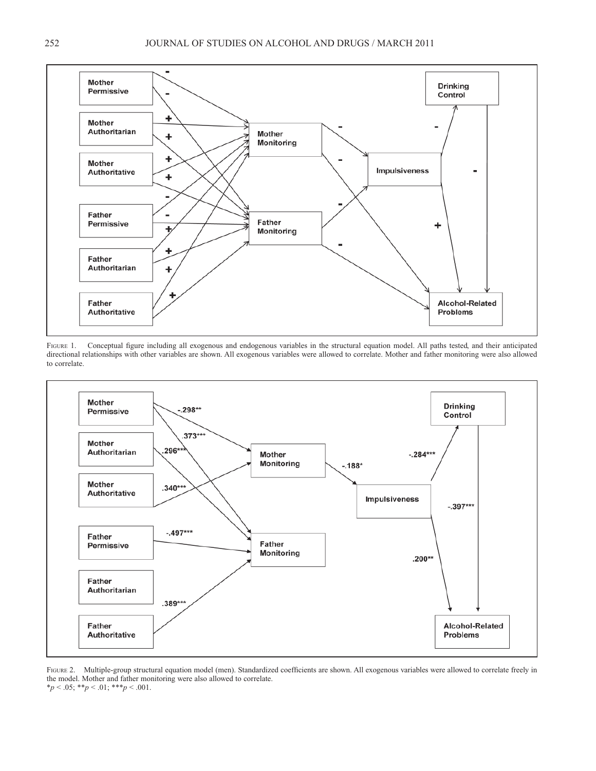Figure 1. Conceptual figure including all exogenous and endogenous variables in the structural equation model. All paths tested, and their anticipated directional relationships with other variables are shown. All exogenous variables were allowed to correlate. Mother and father monitoring were also allowed to correlate.

Figure 2. Multiple-group structural equation model (men). Standardized coefficients are shown. All exogenous variables were allowed to correlate freely in the model. Mother and father monitoring were also allowed to correlate.
$*p < .05$; $**p < .01$; $***p < .001$.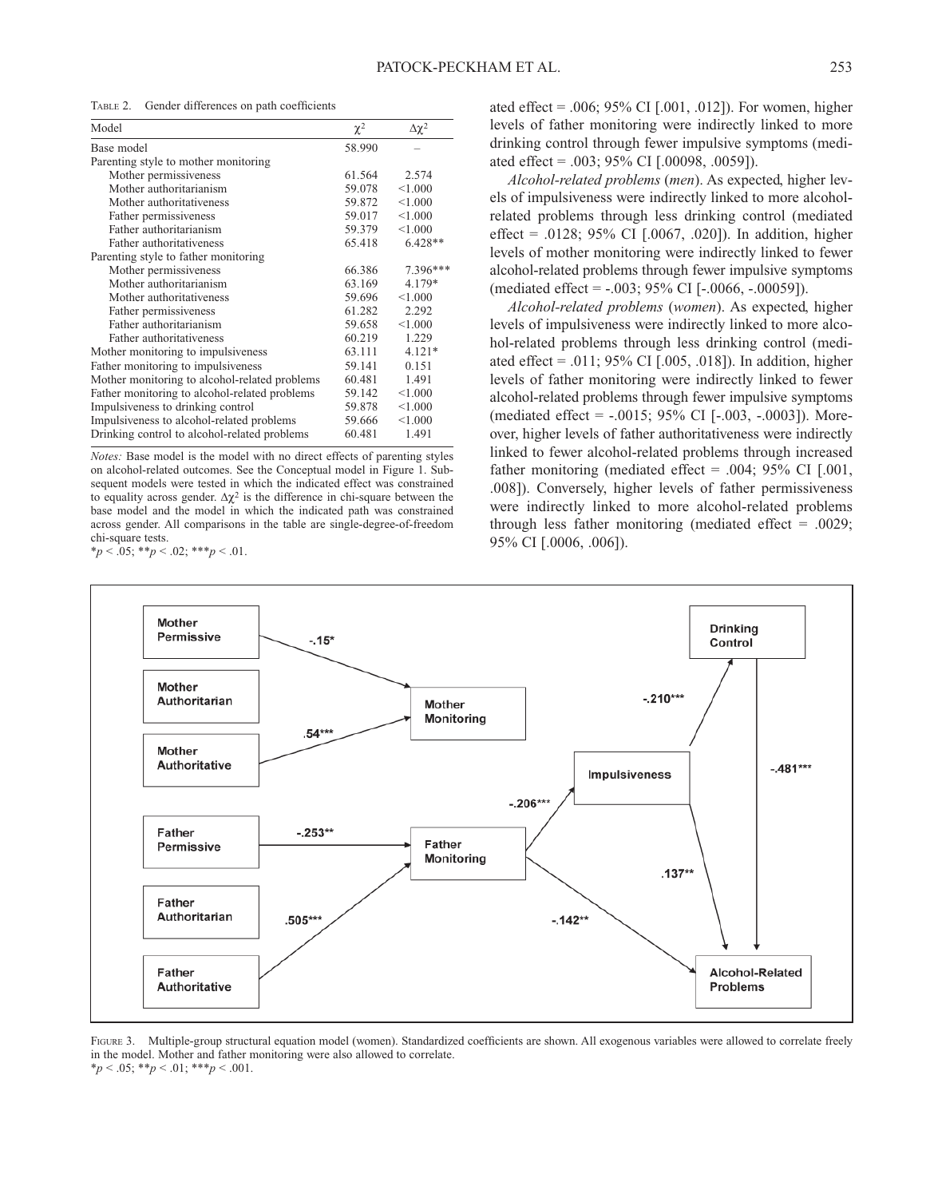Table 2. Gender differences on path coefficients

| Model | $\chi^2$ | $\Delta\chi^2$ |
|---|---|---|
| Base model | 58.990 | – |
| Parenting style to mother monitoring | | |
| Mother permissiveness | 61.564 | 2.574 |
| Mother authoritarianism | 59.078 | <1.000 |
| Mother authoritativeness | 59.872 | <1.000 |
| Father permissiveness | 59.017 | <1.000 |
| Father authoritarianism | 59.379 | <1.000 |
| Father authoritativeness | 65.418 | 6.428** |
| Parenting style to father monitoring | | |
| Mother permissiveness | 66.386 | 7.396*** |
| Mother authoritarianism | 63.169 | 4.179* |
| Mother authoritativeness | 59.696 | <1.000 |
| Father permissiveness | 61.282 | 2.292 |
| Father authoritarianism | 59.658 | <1.000 |
| Father authoritativeness | 60.219 | 1.229 |
| Mother monitoring to impulsiveness | 63.111 | 4.121* |
| Father monitoring to impulsiveness | 59.141 | 0.151 |
| Mother monitoring to alcohol-related problems | 60.481 | 1.491 |
| Father monitoring to alcohol-related problems | 59.142 | <1.000 |
| Impulsiveness to drinking control | 59.878 | <1.000 |
| Impulsiveness to alcohol-related problems | 59.666 | <1.000 |
| Drinking control to alcohol-related problems | 60.481 | 1.491 |

*Notes:* Base model is the model with no direct effects of parenting styles on alcohol-related outcomes. See the Conceptual model in Figure 1. Subsequent models were tested in which the indicated effect was constrained to equality across gender. $\Delta\chi^2$ is the difference in chi-square between the base model and the model in which the indicated path was constrained across gender. All comparisons in the table are single-degree-of-freedom chi-square tests.
*$p < .05$; **$p < .02$; ***$p < .01$.

ated effect = .006; 95% CI [.001, .012]). For women, higher levels of father monitoring were indirectly linked to more drinking control through fewer impulsive symptoms (mediated effect = .003; 95% CI [.00098, .0059]).

*Alcohol-related problems* (*men*). As expected, higher levels of impulsiveness were indirectly linked to more alcohol-related problems through less drinking control (mediated effect = .0128; 95% CI [.0067, .020]). In addition, higher levels of mother monitoring were indirectly linked to fewer alcohol-related problems through fewer impulsive symptoms (mediated effect = -.003; 95% CI [-.0066, -.00059]).

*Alcohol-related problems* (*women*). As expected, higher levels of impulsiveness were indirectly linked to more alcohol-related problems through less drinking control (mediated effect = .011; 95% CI [.005, .018]). In addition, higher levels of father monitoring were indirectly linked to fewer alcohol-related problems through fewer impulsive symptoms (mediated effect = -.0015; 95% CI [-.003, -.0003]). Moreover, higher levels of father authoritativeness were indirectly linked to fewer alcohol-related problems through increased father monitoring (mediated effect = .004; 95% CI [.001, .008]). Conversely, higher levels of father permissiveness were indirectly linked to more alcohol-related problems through less father monitoring (mediated effect = .0029; 95% CI [.0006, .006]).

Figure 3. Multiple-group structural equation model (women). Standardized coefficients are shown. All exogenous variables were allowed to correlate freely in the model. Mother and father monitoring were also allowed to correlate.
*$p < .05$; **$p < .01$; ***$p < .001$.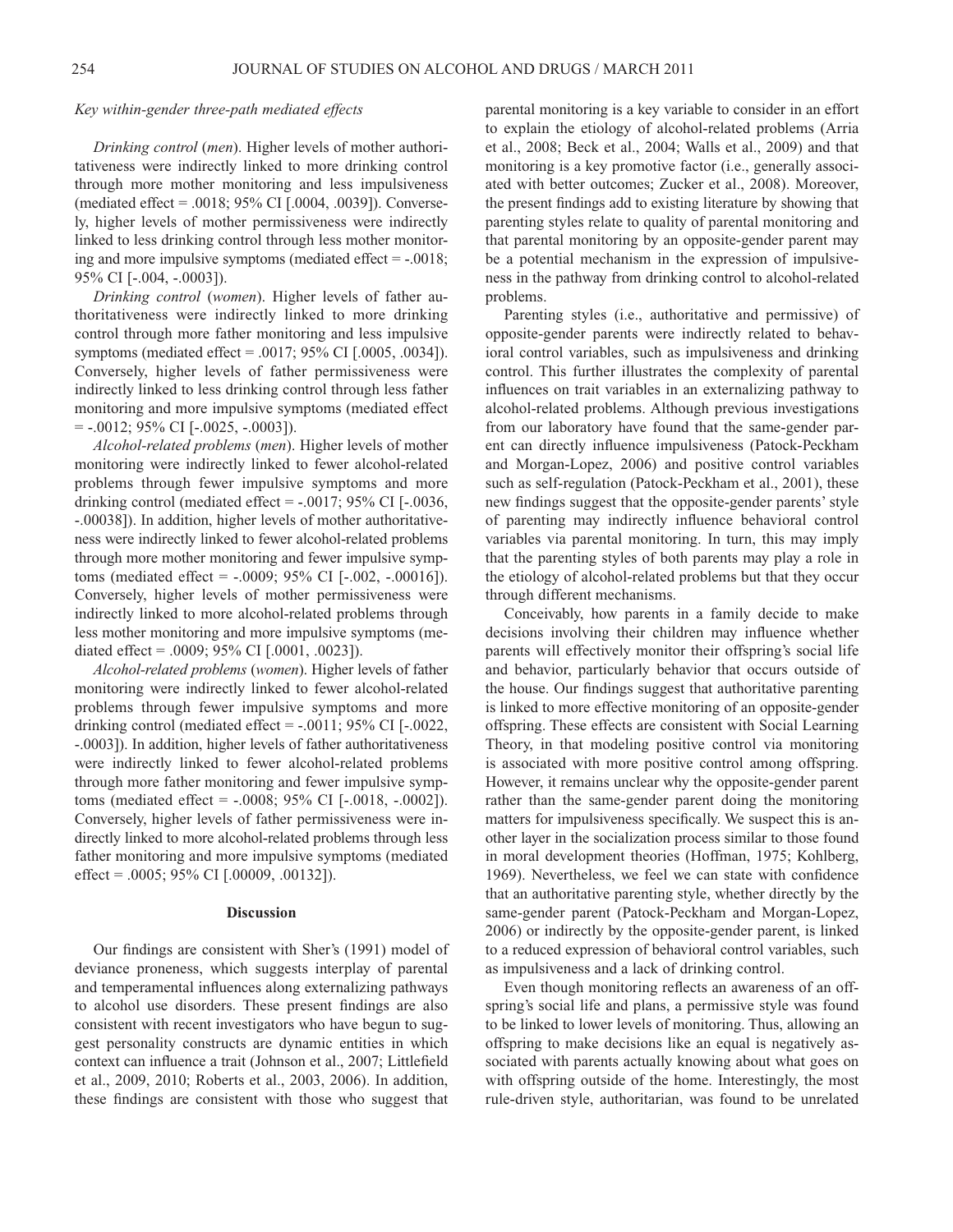*Key within-gender three-path mediated effects*

*Drinking control* (*men*). Higher levels of mother authoritativeness were indirectly linked to more drinking control through more mother monitoring and less impulsiveness (mediated effect = .0018; 95% CI [.0004, .0039]). Conversely, higher levels of mother permissiveness were indirectly linked to less drinking control through less mother monitoring and more impulsive symptoms (mediated effect = -.0018; 95% CI [-.004, -.0003]).

*Drinking control* (*women*). Higher levels of father authoritativeness were indirectly linked to more drinking control through more father monitoring and less impulsive symptoms (mediated effect = .0017; 95% CI [.0005, .0034]). Conversely, higher levels of father permissiveness were indirectly linked to less drinking control through less father monitoring and more impulsive symptoms (mediated effect = -.0012; 95% CI [-.0025, -.0003]).

*Alcohol-related problems* (*men*). Higher levels of mother monitoring were indirectly linked to fewer alcohol-related problems through fewer impulsive symptoms and more drinking control (mediated effect = -.0017; 95% CI [-.0036, -.00038]). In addition, higher levels of mother authoritativeness were indirectly linked to fewer alcohol-related problems through more mother monitoring and fewer impulsive symptoms (mediated effect = -.0009; 95% CI [-.002, -.00016]). Conversely, higher levels of mother permissiveness were indirectly linked to more alcohol-related problems through less mother monitoring and more impulsive symptoms (mediated effect = .0009; 95% CI [.0001, .0023]).

*Alcohol-related problems* (*women*). Higher levels of father monitoring were indirectly linked to fewer alcohol-related problems through fewer impulsive symptoms and more drinking control (mediated effect = -.0011; 95% CI [-.0022, -.0003]). In addition, higher levels of father authoritativeness were indirectly linked to fewer alcohol-related problems through more father monitoring and fewer impulsive symptoms (mediated effect = -.0008; 95% CI [-.0018, -.0002]). Conversely, higher levels of father permissiveness were indirectly linked to more alcohol-related problems through less father monitoring and more impulsive symptoms (mediated effect = .0005; 95% CI [.00009, .00132]).

## Discussion

Our findings are consistent with Sher's (1991) model of deviance proneness, which suggests interplay of parental and temperamental influences along externalizing pathways to alcohol use disorders. These present findings are also consistent with recent investigators who have begun to suggest personality constructs are dynamic entities in which context can influence a trait (Johnson et al., 2007; Littlefield et al., 2009, 2010; Roberts et al., 2003, 2006). In addition, these findings are consistent with those who suggest that parental monitoring is a key variable to consider in an effort to explain the etiology of alcohol-related problems (Arria et al., 2008; Beck et al., 2004; Walls et al., 2009) and that monitoring is a key promotive factor (i.e., generally associated with better outcomes; Zucker et al., 2008). Moreover, the present findings add to existing literature by showing that parenting styles relate to quality of parental monitoring and that parental monitoring by an opposite-gender parent may be a potential mechanism in the expression of impulsiveness in the pathway from drinking control to alcohol-related problems.

Parenting styles (i.e., authoritative and permissive) of opposite-gender parents were indirectly related to behavioral control variables, such as impulsiveness and drinking control. This further illustrates the complexity of parental influences on trait variables in an externalizing pathway to alcohol-related problems. Although previous investigations from our laboratory have found that the same-gender parent can directly influence impulsiveness (Patock-Peckham and Morgan-Lopez, 2006) and positive control variables such as self-regulation (Patock-Peckham et al., 2001), these new findings suggest that the opposite-gender parents' style of parenting may indirectly influence behavioral control variables via parental monitoring. In turn, this may imply that the parenting styles of both parents may play a role in the etiology of alcohol-related problems but that they occur through different mechanisms.

Conceivably, how parents in a family decide to make decisions involving their children may influence whether parents will effectively monitor their offspring's social life and behavior, particularly behavior that occurs outside of the house. Our findings suggest that authoritative parenting is linked to more effective monitoring of an opposite-gender offspring. These effects are consistent with Social Learning Theory, in that modeling positive control via monitoring is associated with more positive control among offspring. However, it remains unclear why the opposite-gender parent rather than the same-gender parent doing the monitoring matters for impulsiveness specifically. We suspect this is another layer in the socialization process similar to those found in moral development theories (Hoffman, 1975; Kohlberg, 1969). Nevertheless, we feel we can state with confidence that an authoritative parenting style, whether directly by the same-gender parent (Patock-Peckham and Morgan-Lopez, 2006) or indirectly by the opposite-gender parent, is linked to a reduced expression of behavioral control variables, such as impulsiveness and a lack of drinking control.

Even though monitoring reflects an awareness of an offspring's social life and plans, a permissive style was found to be linked to lower levels of monitoring. Thus, allowing an offspring to make decisions like an equal is negatively associated with parents actually knowing about what goes on with offspring outside of the home. Interestingly, the most rule-driven style, authoritarian, was found to be unrelated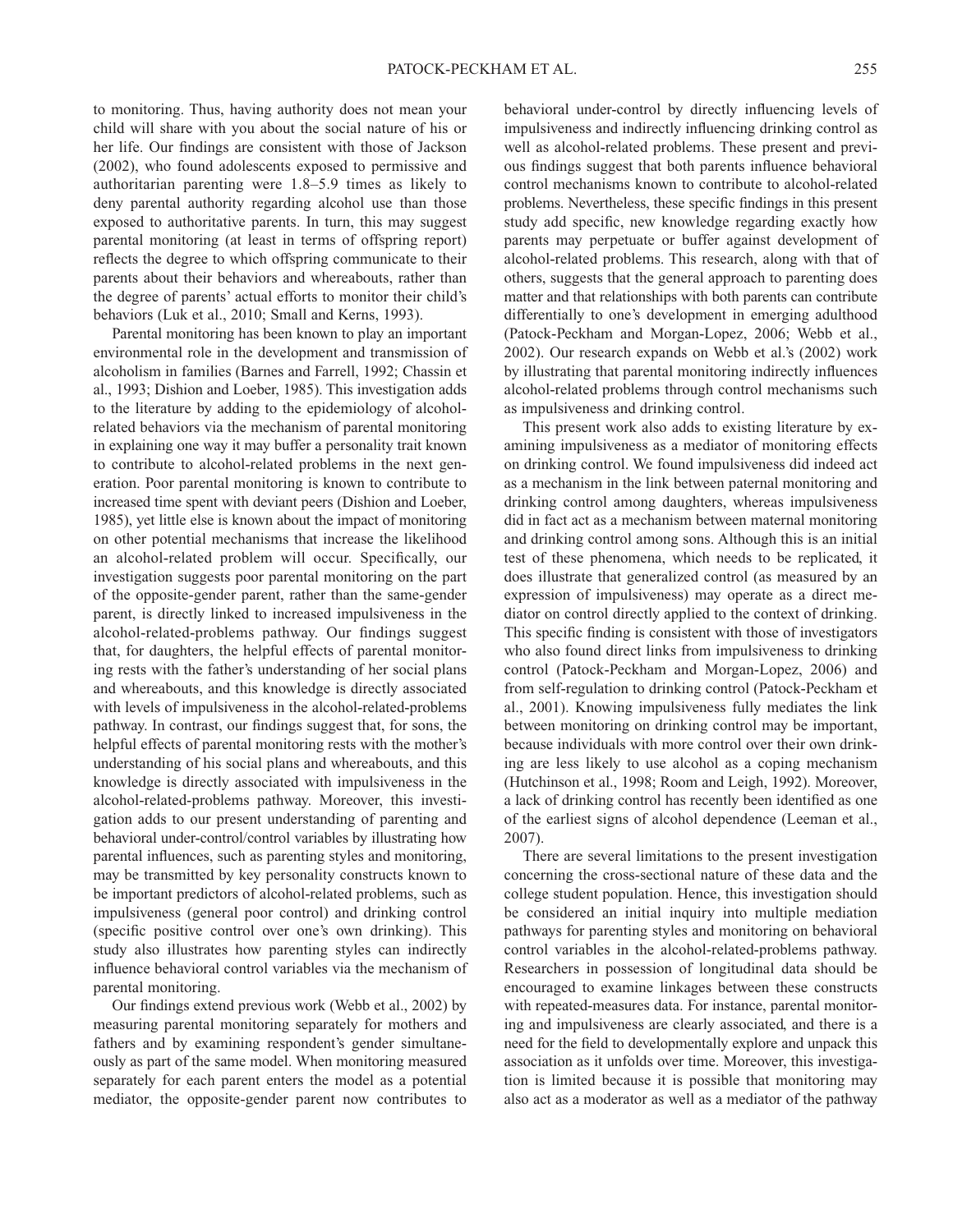to monitoring. Thus, having authority does not mean your child will share with you about the social nature of his or her life. Our findings are consistent with those of Jackson (2002), who found adolescents exposed to permissive and authoritarian parenting were 1.8–5.9 times as likely to deny parental authority regarding alcohol use than those exposed to authoritative parents. In turn, this may suggest parental monitoring (at least in terms of offspring report) reflects the degree to which offspring communicate to their parents about their behaviors and whereabouts, rather than the degree of parents' actual efforts to monitor their child's behaviors (Luk et al., 2010; Small and Kerns, 1993).

Parental monitoring has been known to play an important environmental role in the development and transmission of alcoholism in families (Barnes and Farrell, 1992; Chassin et al., 1993; Dishion and Loeber, 1985). This investigation adds to the literature by adding to the epidemiology of alcohol-related behaviors via the mechanism of parental monitoring in explaining one way it may buffer a personality trait known to contribute to alcohol-related problems in the next generation. Poor parental monitoring is known to contribute to increased time spent with deviant peers (Dishion and Loeber, 1985), yet little else is known about the impact of monitoring on other potential mechanisms that increase the likelihood an alcohol-related problem will occur. Specifically, our investigation suggests poor parental monitoring on the part of the opposite-gender parent, rather than the same-gender parent, is directly linked to increased impulsiveness in the alcohol-related-problems pathway. Our findings suggest that, for daughters, the helpful effects of parental monitoring rests with the father's understanding of her social plans and whereabouts, and this knowledge is directly associated with levels of impulsiveness in the alcohol-related-problems pathway. In contrast, our findings suggest that, for sons, the helpful effects of parental monitoring rests with the mother's understanding of his social plans and whereabouts, and this knowledge is directly associated with impulsiveness in the alcohol-related-problems pathway. Moreover, this investigation adds to our present understanding of parenting and behavioral under-control/control variables by illustrating how parental influences, such as parenting styles and monitoring, may be transmitted by key personality constructs known to be important predictors of alcohol-related problems, such as impulsiveness (general poor control) and drinking control (specific positive control over one's own drinking). This study also illustrates how parenting styles can indirectly influence behavioral control variables via the mechanism of parental monitoring.

Our findings extend previous work (Webb et al., 2002) by measuring parental monitoring separately for mothers and fathers and by examining respondent's gender simultaneously as part of the same model. When monitoring measured separately for each parent enters the model as a potential mediator, the opposite-gender parent now contributes to behavioral under-control by directly influencing levels of impulsiveness and indirectly influencing drinking control as well as alcohol-related problems. These present and previous findings suggest that both parents influence behavioral control mechanisms known to contribute to alcohol-related problems. Nevertheless, these specific findings in this present study add specific, new knowledge regarding exactly how parents may perpetuate or buffer against development of alcohol-related problems. This research, along with that of others, suggests that the general approach to parenting does matter and that relationships with both parents can contribute differentially to one's development in emerging adulthood (Patock-Peckham and Morgan-Lopez, 2006; Webb et al., 2002). Our research expands on Webb et al.'s (2002) work by illustrating that parental monitoring indirectly influences alcohol-related problems through control mechanisms such as impulsiveness and drinking control.

This present work also adds to existing literature by examining impulsiveness as a mediator of monitoring effects on drinking control. We found impulsiveness did indeed act as a mechanism in the link between paternal monitoring and drinking control among daughters, whereas impulsiveness did in fact act as a mechanism between maternal monitoring and drinking control among sons. Although this is an initial test of these phenomena, which needs to be replicated, it does illustrate that generalized control (as measured by an expression of impulsiveness) may operate as a direct mediator on control directly applied to the context of drinking. This specific finding is consistent with those of investigators who also found direct links from impulsiveness to drinking control (Patock-Peckham and Morgan-Lopez, 2006) and from self-regulation to drinking control (Patock-Peckham et al., 2001). Knowing impulsiveness fully mediates the link between monitoring on drinking control may be important, because individuals with more control over their own drinking are less likely to use alcohol as a coping mechanism (Hutchinson et al., 1998; Room and Leigh, 1992). Moreover, a lack of drinking control has recently been identified as one of the earliest signs of alcohol dependence (Leeman et al., 2007).

There are several limitations to the present investigation concerning the cross-sectional nature of these data and the college student population. Hence, this investigation should be considered an initial inquiry into multiple mediation pathways for parenting styles and monitoring on behavioral control variables in the alcohol-related-problems pathway. Researchers in possession of longitudinal data should be encouraged to examine linkages between these constructs with repeated-measures data. For instance, parental monitoring and impulsiveness are clearly associated, and there is a need for the field to developmentally explore and unpack this association as it unfolds over time. Moreover, this investigation is limited because it is possible that monitoring may also act as a moderator as well as a mediator of the pathway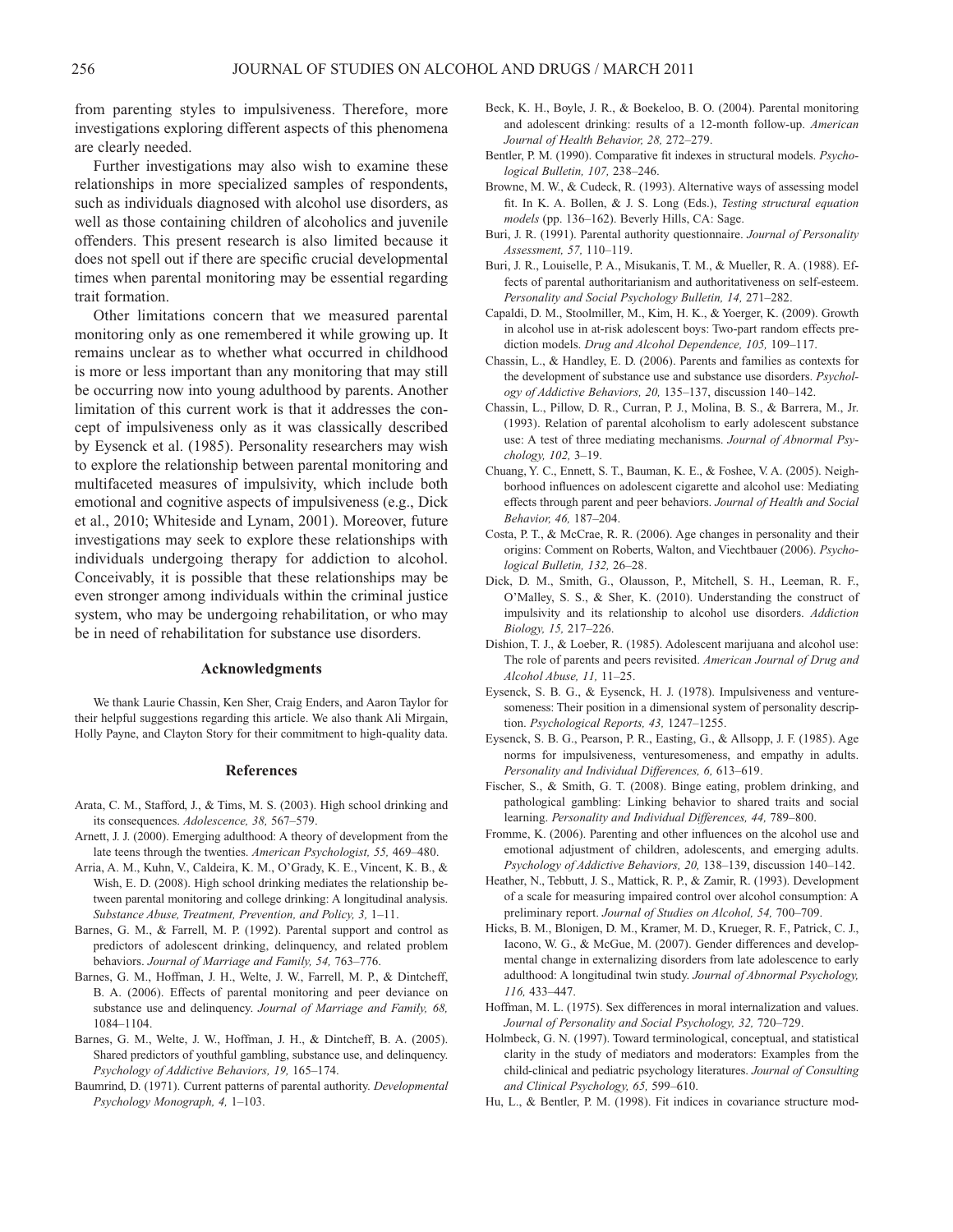from parenting styles to impulsiveness. Therefore, more investigations exploring different aspects of this phenomena are clearly needed.

Further investigations may also wish to examine these relationships in more specialized samples of respondents, such as individuals diagnosed with alcohol use disorders, as well as those containing children of alcoholics and juvenile offenders. This present research is also limited because it does not spell out if there are specific crucial developmental times when parental monitoring may be essential regarding trait formation.

Other limitations concern that we measured parental monitoring only as one remembered it while growing up. It remains unclear as to whether what occurred in childhood is more or less important than any monitoring that may still be occurring now into young adulthood by parents. Another limitation of this current work is that it addresses the concept of impulsiveness only as it was classically described by Eysenck et al. (1985). Personality researchers may wish to explore the relationship between parental monitoring and multifaceted measures of impulsivity, which include both emotional and cognitive aspects of impulsiveness (e.g., Dick et al., 2010; Whiteside and Lynam, 2001). Moreover, future investigations may seek to explore these relationships with individuals undergoing therapy for addiction to alcohol. Conceivably, it is possible that these relationships may be even stronger among individuals within the criminal justice system, who may be undergoing rehabilitation, or who may be in need of rehabilitation for substance use disorders.

## Acknowledgments

We thank Laurie Chassin, Ken Sher, Craig Enders, and Aaron Taylor for their helpful suggestions regarding this article. We also thank Ali Mirgain, Holly Payne, and Clayton Story for their commitment to high-quality data.

## References

Arata, C. M., Stafford, J., & Tims, M. S. (2003). High school drinking and its consequences. *Adolescence, 38,* 567–579.

Arnett, J. J. (2000). Emerging adulthood: A theory of development from the late teens through the twenties. *American Psychologist, 55,* 469–480.

Arria, A. M., Kuhn, V., Caldeira, K. M., O'Grady, K. E., Vincent, K. B., & Wish, E. D. (2008). High school drinking mediates the relationship between parental monitoring and college drinking: A longitudinal analysis. *Substance Abuse, Treatment, Prevention, and Policy, 3,* 1–11.

Barnes, G. M., & Farrell, M. P. (1992). Parental support and control as predictors of adolescent drinking, delinquency, and related problem behaviors. *Journal of Marriage and Family, 54,* 763–776.

Barnes, G. M., Hoffman, J. H., Welte, J. W., Farrell, M. P., & Dintcheff, B. A. (2006). Effects of parental monitoring and peer deviance on substance use and delinquency. *Journal of Marriage and Family, 68,* 1084–1104.

Barnes, G. M., Welte, J. W., Hoffman, J. H., & Dintcheff, B. A. (2005). Shared predictors of youthful gambling, substance use, and delinquency. *Psychology of Addictive Behaviors, 19,* 165–174.

Baumrind, D. (1971). Current patterns of parental authority. *Developmental Psychology Monograph, 4,* 1–103.

Beck, K. H., Boyle, J. R., & Boekeloo, B. O. (2004). Parental monitoring and adolescent drinking: results of a 12-month follow-up. *American Journal of Health Behavior, 28,* 272–279.

Bentler, P. M. (1990). Comparative fit indexes in structural models. *Psychological Bulletin, 107,* 238–246.

Browne, M. W., & Cudeck, R. (1993). Alternative ways of assessing model fit. In K. A. Bollen, & J. S. Long (Eds.), *Testing structural equation models* (pp. 136–162). Beverly Hills, CA: Sage.

Buri, J. R. (1991). Parental authority questionnaire. *Journal of Personality Assessment, 57,* 110–119.

Buri, J. R., Louiselle, P. A., Misukanis, T. M., & Mueller, R. A. (1988). Effects of parental authoritarianism and authoritativeness on self-esteem. *Personality and Social Psychology Bulletin, 14,* 271–282.

Capaldi, D. M., Stoolmiller, M., Kim, H. K., & Yoerger, K. (2009). Growth in alcohol use in at-risk adolescent boys: Two-part random effects prediction models. *Drug and Alcohol Dependence, 105,* 109–117.

Chassin, L., & Handley, E. D. (2006). Parents and families as contexts for the development of substance use and substance use disorders. *Psychology of Addictive Behaviors, 20,* 135–137, discussion 140–142.

Chassin, L., Pillow, D. R., Curran, P. J., Molina, B. S., & Barrera, M., Jr. (1993). Relation of parental alcoholism to early adolescent substance use: A test of three mediating mechanisms. *Journal of Abnormal Psychology, 102,* 3–19.

Chuang, Y. C., Ennett, S. T., Bauman, K. E., & Foshee, V. A. (2005). Neighborhood influences on adolescent cigarette and alcohol use: Mediating effects through parent and peer behaviors. *Journal of Health and Social Behavior, 46,* 187–204.

Costa, P. T., & McCrae, R. R. (2006). Age changes in personality and their origins: Comment on Roberts, Walton, and Viechtbauer (2006). *Psychological Bulletin, 132,* 26–28.

Dick, D. M., Smith, G., Olausson, P., Mitchell, S. H., Leeman, R. F., O'Malley, S. S., & Sher, K. (2010). Understanding the construct of impulsivity and its relationship to alcohol use disorders. *Addiction Biology, 15,* 217–226.

Dishion, T. J., & Loeber, R. (1985). Adolescent marijuana and alcohol use: The role of parents and peers revisited. *American Journal of Drug and Alcohol Abuse, 11,* 11–25.

Eysenck, S. B. G., & Eysenck, H. J. (1978). Impulsiveness and venturesomeness: Their position in a dimensional system of personality description. *Psychological Reports, 43,* 1247–1255.

Eysenck, S. B. G., Pearson, P. R., Easting, G., & Allsopp, J. F. (1985). Age norms for impulsiveness, venturesomeness, and empathy in adults. *Personality and Individual Differences, 6,* 613–619.

Fischer, S., & Smith, G. T. (2008). Binge eating, problem drinking, and pathological gambling: Linking behavior to shared traits and social learning. *Personality and Individual Differences, 44,* 789–800.

Fromme, K. (2006). Parenting and other influences on the alcohol use and emotional adjustment of children, adolescents, and emerging adults. *Psychology of Addictive Behaviors, 20,* 138–139, discussion 140–142.

Heather, N., Tebbutt, J. S., Mattick, R. P., & Zamir, R. (1993). Development of a scale for measuring impaired control over alcohol consumption: A preliminary report. *Journal of Studies on Alcohol, 54,* 700–709.

Hicks, B. M., Blonigen, D. M., Kramer, M. D., Krueger, R. F., Patrick, C. J., Iacono, W. G., & McGue, M. (2007). Gender differences and developmental change in externalizing disorders from late adolescence to early adulthood: A longitudinal twin study. *Journal of Abnormal Psychology, 116,* 433–447.

Hoffman, M. L. (1975). Sex differences in moral internalization and values. *Journal of Personality and Social Psychology, 32,* 720–729.

Holmbeck, G. N. (1997). Toward terminological, conceptual, and statistical clarity in the study of mediators and moderators: Examples from the child-clinical and pediatric psychology literatures. *Journal of Consulting and Clinical Psychology, 65,* 599–610.

Hu, L., & Bentler, P. M. (1998). Fit indices in covariance structure mod-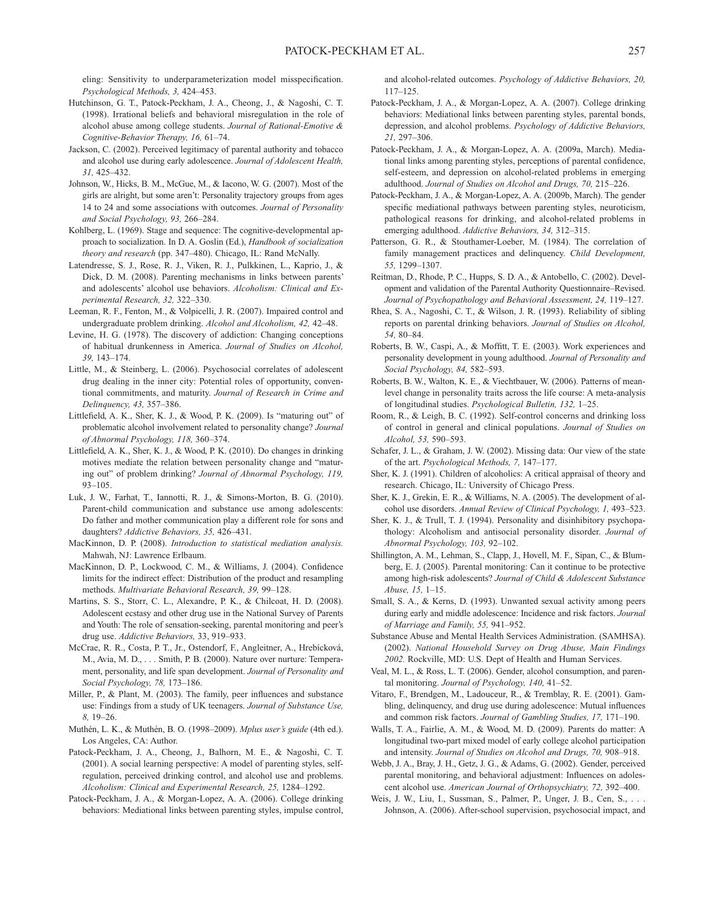eling: Sensitivity to underparameterization model misspecification. *Psychological Methods, 3,* 424–453.

Hutchinson, G. T., Patock-Peckham, J. A., Cheong, J., & Nagoshi, C. T. (1998). Irrational beliefs and behavioral misregulation in the role of alcohol abuse among college students. *Journal of Rational-Emotive & Cognitive-Behavior Therapy, 16,* 61–74.

Jackson, C. (2002). Perceived legitimacy of parental authority and tobacco and alcohol use during early adolescence. *Journal of Adolescent Health, 31,* 425–432.

Johnson, W., Hicks, B. M., McGue, M., & Iacono, W. G. (2007). Most of the girls are alright, but some aren't: Personality trajectory groups from ages 14 to 24 and some associations with outcomes. *Journal of Personality and Social Psychology, 93,* 266–284.

Kohlberg, L. (1969). Stage and sequence: The cognitive-developmental approach to socialization. In D. A. Goslin (Ed.), *Handbook of socialization theory and research* (pp. 347–480). Chicago, IL: Rand McNally.

Latendresse, S. J., Rose, R. J., Viken, R. J., Pulkkinen, L., Kaprio, J., & Dick, D. M. (2008). Parenting mechanisms in links between parents' and adolescents' alcohol use behaviors. *Alcoholism: Clinical and Experimental Research, 32,* 322–330.

Leeman, R. F., Fenton, M., & Volpicelli, J. R. (2007). Impaired control and undergraduate problem drinking. *Alcohol and Alcoholism, 42,* 42–48.

Levine, H. G. (1978). The discovery of addiction: Changing conceptions of habitual drunkenness in America. *Journal of Studies on Alcohol, 39,* 143–174.

Little, M., & Steinberg, L. (2006). Psychosocial correlates of adolescent drug dealing in the inner city: Potential roles of opportunity, conventional commitments, and maturity. *Journal of Research in Crime and Delinquency, 43,* 357–386.

Littlefield, A. K., Sher, K. J., & Wood, P. K. (2009). Is "maturing out" of problematic alcohol involvement related to personality change? *Journal of Abnormal Psychology, 118,* 360–374.

Littlefield, A. K., Sher, K. J., & Wood, P. K. (2010). Do changes in drinking motives mediate the relation between personality change and "maturing out" of problem drinking? *Journal of Abnormal Psychology, 119,* 93–105.

Luk, J. W., Farhat, T., Iannotti, R. J., & Simons-Morton, B. G. (2010). Parent-child communication and substance use among adolescents: Do father and mother communication play a different role for sons and daughters? *Addictive Behaviors, 35,* 426–431.

MacKinnon, D. P. (2008). *Introduction to statistical mediation analysis.* Mahwah, NJ: Lawrence Erlbaum.

MacKinnon, D. P., Lockwood, C. M., & Williams, J. (2004). Confidence limits for the indirect effect: Distribution of the product and resampling methods. *Multivariate Behavioral Research, 39,* 99–128.

Martins, S. S., Storr, C. L., Alexandre, P. K., & Chilcoat, H. D. (2008). Adolescent ecstasy and other drug use in the National Survey of Parents and Youth: The role of sensation-seeking, parental monitoring and peer's drug use. *Addictive Behaviors,* 33, 919–933.

McCrae, R. R., Costa, P. T., Jr., Ostendorf, F., Angleitner, A., Hrebícková, M., Avia, M. D., . . . Smith, P. B. (2000). Nature over nurture: Temperament, personality, and life span development. *Journal of Personality and Social Psychology, 78,* 173–186.

Miller, P., & Plant, M. (2003). The family, peer influences and substance use: Findings from a study of UK teenagers. *Journal of Substance Use, 8,* 19–26.

Muthén, L. K., & Muthén, B. O. (1998–2009). *Mplus user's guide* (4th ed.). Los Angeles, CA: Author.

Patock-Peckham, J. A., Cheong, J., Balhorn, M. E., & Nagoshi, C. T. (2001). A social learning perspective: A model of parenting styles, self-regulation, perceived drinking control, and alcohol use and problems. *Alcoholism: Clinical and Experimental Research, 25,* 1284–1292.

Patock-Peckham, J. A., & Morgan-Lopez, A. A. (2006). College drinking behaviors: Mediational links between parenting styles, impulse control, and alcohol-related outcomes. *Psychology of Addictive Behaviors, 20,* 117–125.

Patock-Peckham, J. A., & Morgan-Lopez, A. A. (2007). College drinking behaviors: Mediational links between parenting styles, parental bonds, depression, and alcohol problems. *Psychology of Addictive Behaviors, 21,* 297–306.

Patock-Peckham, J. A., & Morgan-Lopez, A. A. (2009a, March). Mediational links among parenting styles, perceptions of parental confidence, self-esteem, and depression on alcohol-related problems in emerging adulthood. *Journal of Studies on Alcohol and Drugs, 70,* 215–226.

Patock-Peckham, J. A., & Morgan-Lopez, A. A. (2009b, March). The gender specific mediational pathways between parenting styles, neuroticism, pathological reasons for drinking, and alcohol-related problems in emerging adulthood. *Addictive Behaviors, 34,* 312–315.

Patterson, G. R., & Stouthamer-Loeber, M. (1984). The correlation of family management practices and delinquency. *Child Development, 55,* 1299–1307.

Reitman, D., Rhode, P. C., Hupps, S. D. A., & Antobello, C. (2002). Development and validation of the Parental Authority Questionnaire–Revised. *Journal of Psychopathology and Behavioral Assessment, 24,* 119–127.

Rhea, S. A., Nagoshi, C. T., & Wilson, J. R. (1993). Reliability of sibling reports on parental drinking behaviors. *Journal of Studies on Alcohol, 54,* 80–84.

Roberts, B. W., Caspi, A., & Moffitt, T. E. (2003). Work experiences and personality development in young adulthood. *Journal of Personality and Social Psychology, 84,* 582–593.

Roberts, B. W., Walton, K. E., & Viechtbauer, W. (2006). Patterns of mean-level change in personality traits across the life course: A meta-analysis of longitudinal studies. *Psychological Bulletin, 132,* 1–25.

Room, R., & Leigh, B. C. (1992). Self-control concerns and drinking loss of control in general and clinical populations. *Journal of Studies on Alcohol, 53,* 590–593.

Schafer, J. L., & Graham, J. W. (2002). Missing data: Our view of the state of the art. *Psychological Methods, 7,* 147–177.

Sher, K. J. (1991). Children of alcoholics: A critical appraisal of theory and research. Chicago, IL: University of Chicago Press.

Sher, K. J., Grekin, E. R., & Williams, N. A. (2005). The development of alcohol use disorders. *Annual Review of Clinical Psychology, 1,* 493–523.

Sher, K. J., & Trull, T. J. (1994). Personality and disinhibitory psychopathology: Alcoholism and antisocial personality disorder. *Journal of Abnormal Psychology, 103,* 92–102.

Shillington, A. M., Lehman, S., Clapp, J., Hovell, M. F., Sipan, C., & Blumberg, E. J. (2005). Parental monitoring: Can it continue to be protective among high-risk adolescents? *Journal of Child & Adolescent Substance Abuse, 15,* 1–15.

Small, S. A., & Kerns, D. (1993). Unwanted sexual activity among peers during early and middle adolescence: Incidence and risk factors. *Journal of Marriage and Family, 55,* 941–952.

Substance Abuse and Mental Health Services Administration. (SAMHSA). (2002). *National Household Survey on Drug Abuse, Main Findings 2002.* Rockville, MD: U.S. Dept of Health and Human Services.

Veal, M. L., & Ross, L. T. (2006). Gender, alcohol consumption, and parental monitoring. *Journal of Psychology, 140,* 41–52.

Vitaro, F., Brendgen, M., Ladouceur, R., & Tremblay, R. E. (2001). Gambling, delinquency, and drug use during adolescence: Mutual influences and common risk factors. *Journal of Gambling Studies, 17,* 171–190.

Walls, T. A., Fairlie, A. M., & Wood, M. D. (2009). Parents do matter: A longitudinal two-part mixed model of early college alcohol participation and intensity. *Journal of Studies on Alcohol and Drugs, 70,* 908–918.

Webb, J. A., Bray, J. H., Getz, J. G., & Adams, G. (2002). Gender, perceived parental monitoring, and behavioral adjustment: Influences on adolescent alcohol use. *American Journal of Orthopsychiatry, 72,* 392–400.

Weis, J. W., Liu, I., Sussman, S., Palmer, P., Unger, J. B., Cen, S., . . . Johnson, A. (2006). After-school supervision, psychosocial impact, and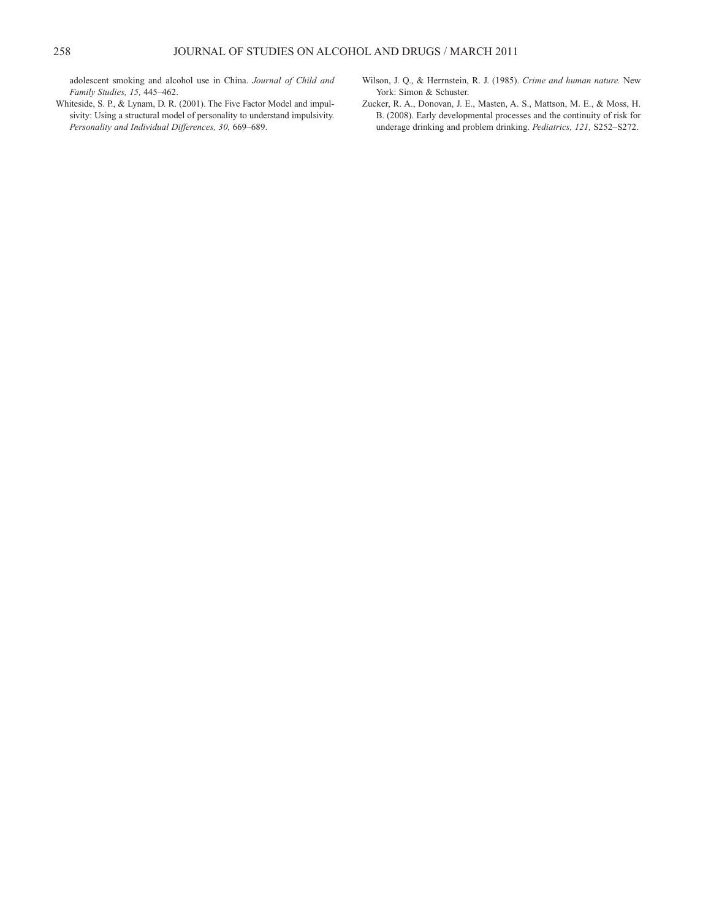adolescent smoking and alcohol use in China. *Journal of Child and Family Studies, 15,* 445–462.

Whiteside, S. P., & Lynam, D. R. (2001). The Five Factor Model and impulsivity: Using a structural model of personality to understand impulsivity. *Personality and Individual Differences, 30,* 669–689.

Wilson, J. Q., & Herrnstein, R. J. (1985). *Crime and human nature.* New York: Simon & Schuster.

Zucker, R. A., Donovan, J. E., Masten, A. S., Mattson, M. E., & Moss, H. B. (2008). Early developmental processes and the continuity of risk for underage drinking and problem drinking. *Pediatrics, 121,* S252–S272.